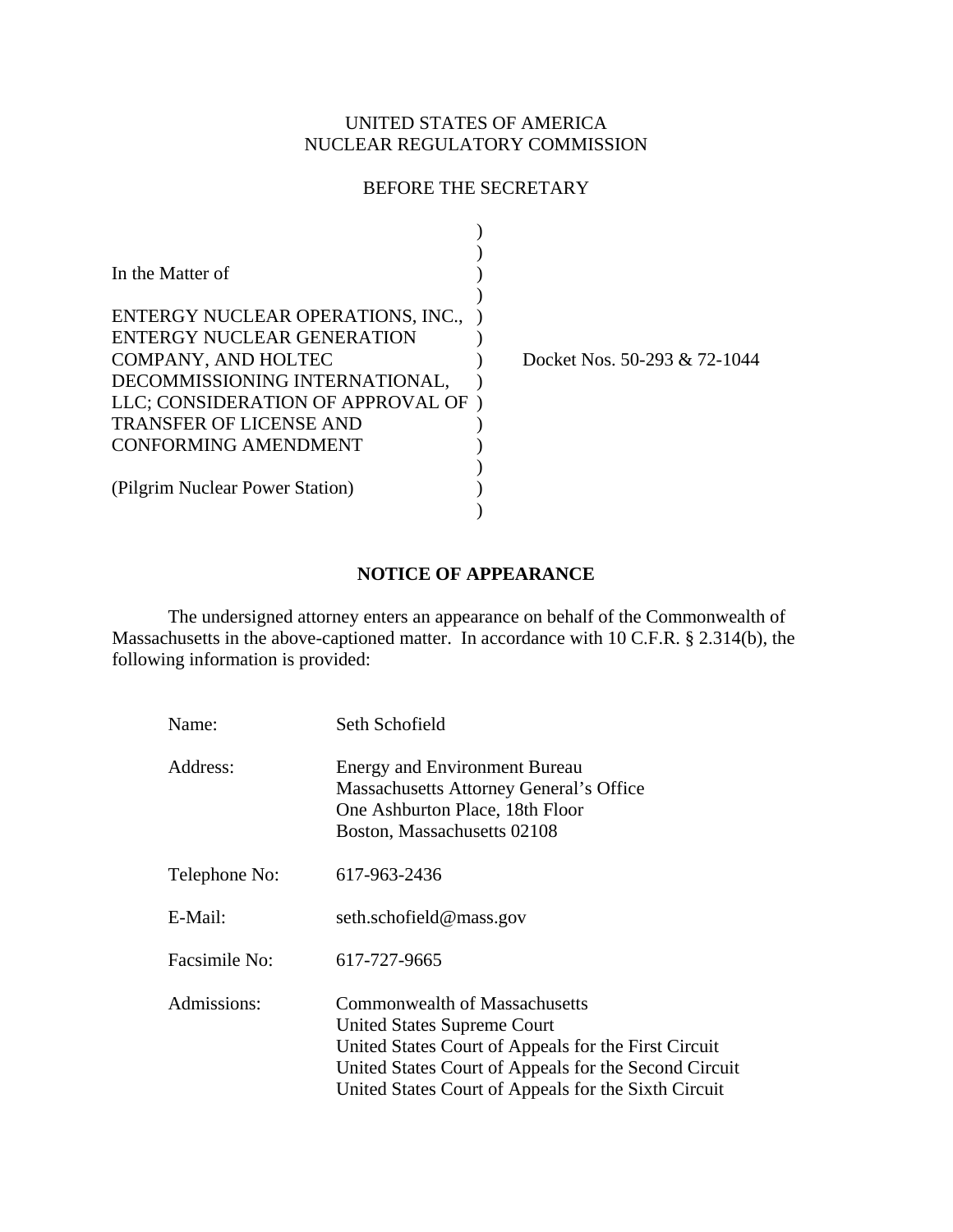UNITED STATES OF AMERICA
NUCLEAR REGULATORY COMMISSION

BEFORE THE SECRETARY

| | |
|---|---|
| In the Matter of<br><br>ENTERGY NUCLEAR OPERATIONS, INC., ENTERGY NUCLEAR GENERATION COMPANY, AND HOLTEC DECOMMISSIONING INTERNATIONAL, LLC; CONSIDERATION OF APPROVAL OF TRANSFER OF LICENSE AND CONFORMING AMENDMENT<br><br>(Pilgrim Nuclear Power Station) | Docket Nos. 50-293 & 72-1044 |

## NOTICE OF APPEARANCE

The undersigned attorney enters an appearance on behalf of the Commonwealth of Massachusetts in the above-captioned matter. In accordance with 10 C.F.R. § 2.314(b), the following information is provided:

| | |
|---|---|
| Name: | Seth Schofield |
| Address: | Energy and Environment Bureau<br>Massachusetts Attorney General's Office<br>One Ashburton Place, 18th Floor<br>Boston, Massachusetts 02108 |
| Telephone No: | 617-963-2436 |
| E-Mail: | seth.schofield@mass.gov |
| Facsimile No: | 617-727-9665 |
| Admissions: | Commonwealth of Massachusetts<br>United States Supreme Court<br>United States Court of Appeals for the First Circuit<br>United States Court of Appeals for the Second Circuit<br>United States Court of Appeals for the Sixth Circuit |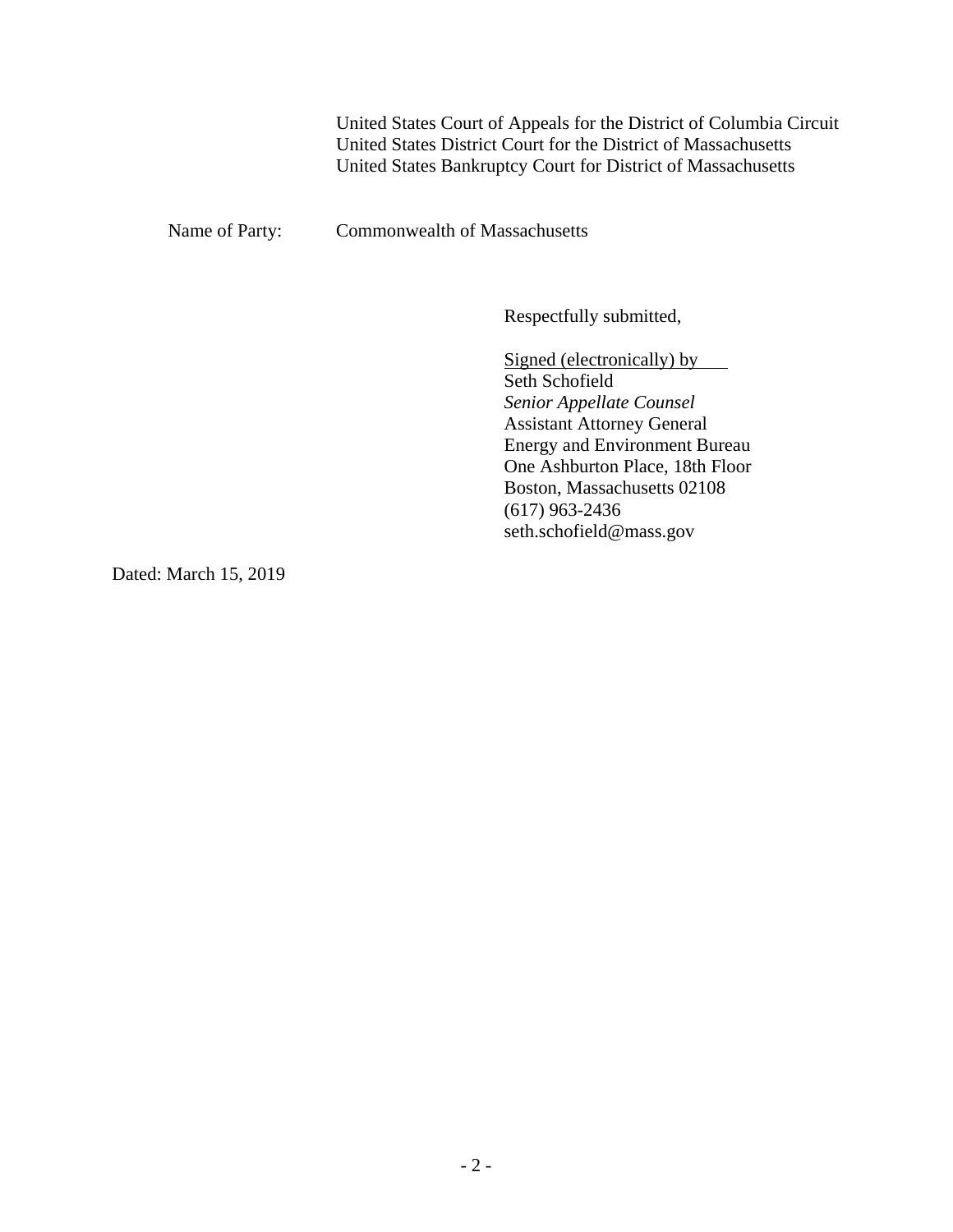United States Court of Appeals for the District of Columbia Circuit
United States District Court for the District of Massachusetts
United States Bankruptcy Court for District of Massachusetts

Name of Party: Commonwealth of Massachusetts

Respectfully submitted,

Signed (electronically) by
Seth Schofield
*Senior Appellate Counsel*
Assistant Attorney General
Energy and Environment Bureau
One Ashburton Place, 18th Floor
Boston, Massachusetts 02108
(617) 963-2436
seth.schofield@mass.gov

Dated: March 15, 2019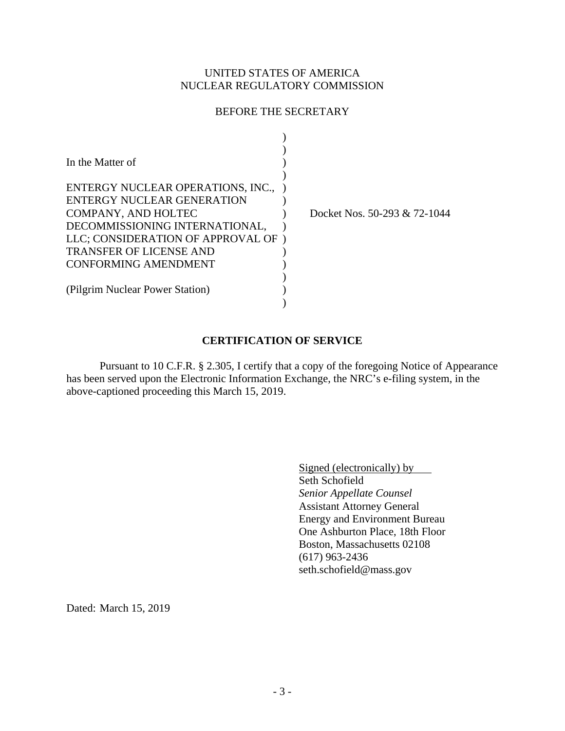UNITED STATES OF AMERICA
NUCLEAR REGULATORY COMMISSION

BEFORE THE SECRETARY

| | | |
|---|---|---|
| In the Matter of | ) | |
| ENTERGY NUCLEAR OPERATIONS, INC., ENTERGY NUCLEAR GENERATION COMPANY, AND HOLTEC DECOMMISSIONING INTERNATIONAL, LLC; CONSIDERATION OF APPROVAL OF TRANSFER OF LICENSE AND CONFORMING AMENDMENT | ) | Docket Nos. 50-293 & 72-1044 |
| (Pilgrim Nuclear Power Station) | ) | |

**CERTIFICATION OF SERVICE**

Pursuant to 10 C.F.R. § 2.305, I certify that a copy of the foregoing Notice of Appearance has been served upon the Electronic Information Exchange, the NRC's e-filing system, in the above-captioned proceeding this March 15, 2019.

Signed (electronically) by
Seth Schofield
*Senior Appellate Counsel*
Assistant Attorney General
Energy and Environment Bureau
One Ashburton Place, 18th Floor
Boston, Massachusetts 02108
(617) 963-2436
seth.schofield@mass.gov

Dated: March 15, 2019